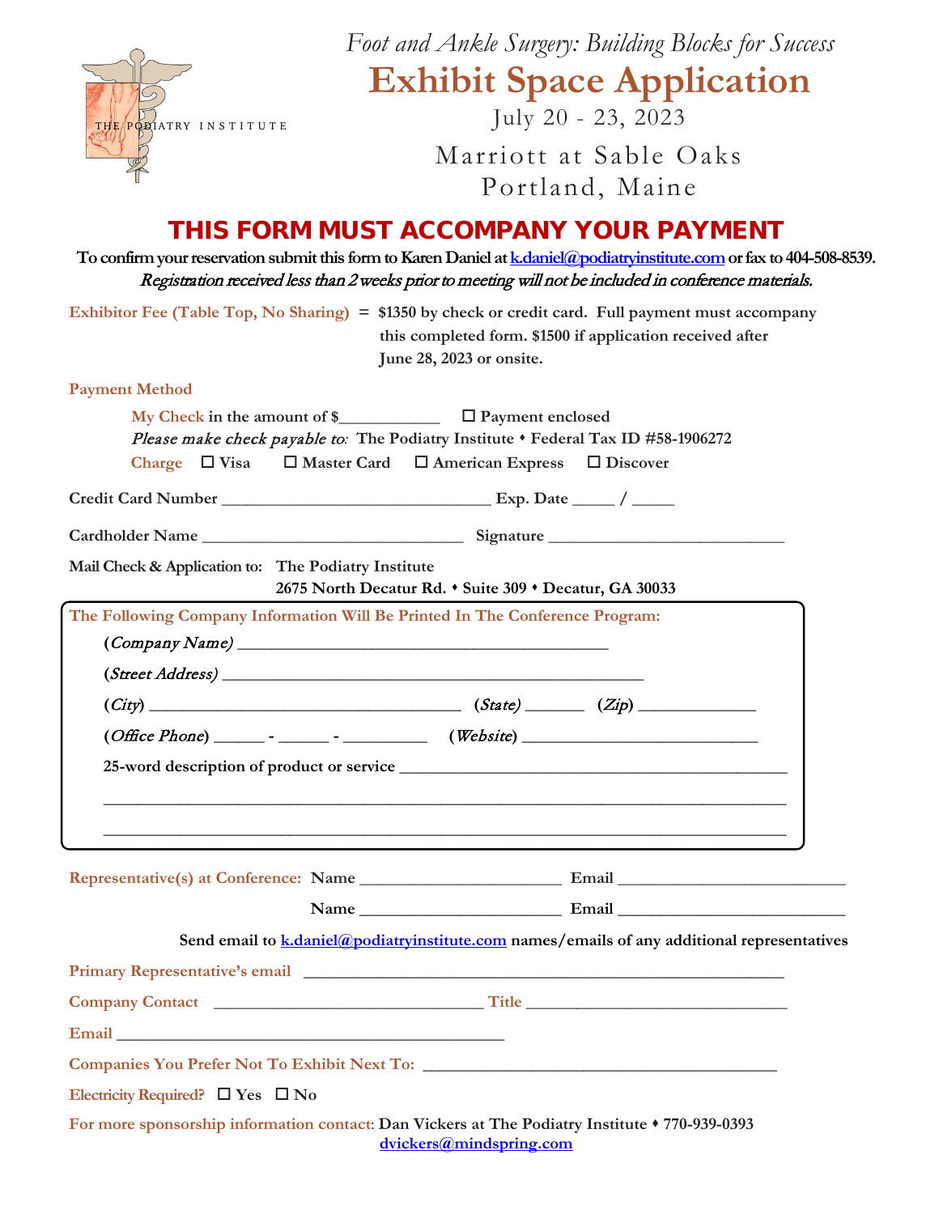THE PODIATRY INSTITUTE

*Foot and Ankle Surgery: Building Blocks for Success*

# Exhibit Space Application

July 20 - 23, 2023

Marriott at Sable Oaks
Portland, Maine

## THIS FORM MUST ACCOMPANY YOUR PAYMENT

**To confirm your reservation submit this form to Karen Daniel at k.daniel@podiatryinstitute.com or fax to 404-508-8539.**
***Registration received less than 2 weeks prior to meeting will not be included in conference materials.***

**Exhibitor Fee (Table Top, No Sharing)** = **$1350 by check or credit card. Full payment must accompany this completed form. $1500 if application received after June 28, 2023 or onsite.**

**Payment Method**

**My Check** in the amount of $___________ ☐ Payment enclosed

*Please make check payable to:* The Podiatry Institute • Federal Tax ID #58-1906272

**Charge** ☐ Visa ☐ Master Card ☐ American Express ☐ Discover

**Credit Card Number** ______________________________ **Exp. Date** _____ / _____

**Cardholder Name** ____________________________ **Signature** __________________________

**Mail Check & Application to:** The Podiatry Institute
2675 North Decatur Rd. • Suite 309 • Decatur, GA 30033

**The Following Company Information Will Be Printed In The Conference Program:**

(*Company Name*) __________________________________________

(*Street Address*) _______________________________________________

(*City*) ___________________________________ (*State*) _______ (*Zip*) _____________

(*Office Phone*) ______ - ______ - _________ (*Website*) __________________________

25-word description of product or service ____________________________________________

_____________________________________________________________________________

_____________________________________________________________________________

**Representative(s) at Conference:** Name _______________________ Email ________________________

Name _______________________ Email ________________________

Send email to k.daniel@podiatryinstitute.com names/emails of any additional representatives

**Primary Representative's email** ______________________________________________________

**Company Contact** ______________________________ **Title** _____________________________

**Email** ____________________________________________

**Companies You Prefer Not To Exhibit Next To:** ________________________________________

**Electricity Required?** ☐ Yes ☐ No

**For more sponsorship information contact:** Dan Vickers at The Podiatry Institute • 770-939-0393
dvickers@mindspring.com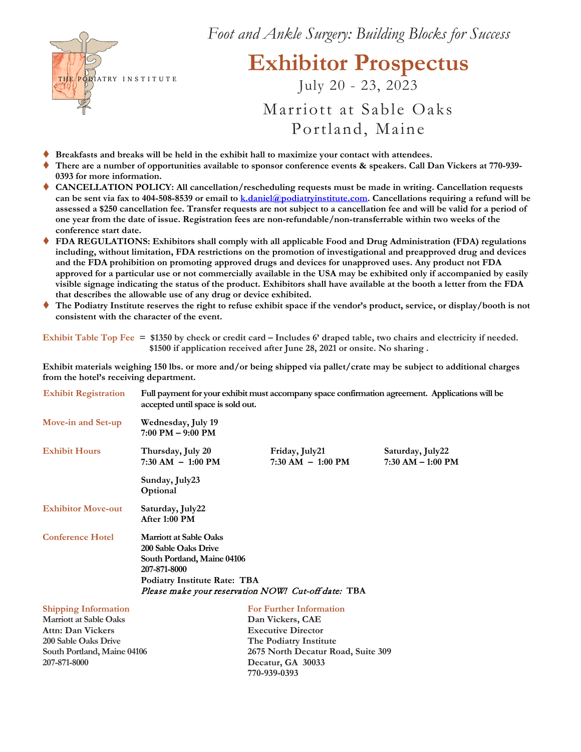THE PODIATRY INSTITUTE

*Foot and Ankle Surgery: Building Blocks for Success*

# Exhibitor Prospectus

July 20 - 23, 2023

Marriott at Sable Oaks
Portland, Maine

- **Breakfasts and breaks will be held in the exhibit hall to maximize your contact with attendees.**
- **There are a number of opportunities available to sponsor conference events & speakers. Call Dan Vickers at 770-939-0393 for more information.**
- **CANCELLATION POLICY: All cancellation/rescheduling requests must be made in writing. Cancellation requests can be sent via fax to 404-508-8539 or email to k.daniel@podiatryinstitute.com. Cancellations requiring a refund will be assessed a $250 cancellation fee. Transfer requests are not subject to a cancellation fee and will be valid for a period of one year from the date of issue. Registration fees are non-refundable/non-transferrable within two weeks of the conference start date.**
- **FDA REGULATIONS: Exhibitors shall comply with all applicable Food and Drug Administration (FDA) regulations including, without limitation, FDA restrictions on the promotion of investigational and preapproved drug and devices and the FDA prohibition on promoting approved drugs and devices for unapproved uses. Any product not FDA approved for a particular use or not commercially available in the USA may be exhibited only if accompanied by easily visible signage indicating the status of the product. Exhibitors shall have available at the booth a letter from the FDA that describes the allowable use of any drug or device exhibited.**
- **The Podiatry Institute reserves the right to refuse exhibit space if the vendor's product, service, or display/booth is not consistent with the character of the event.**

**Exhibit Table Top Fee** = **$1350 by check or credit card – Includes 6' draped table, two chairs and electricity if needed. $1500 if application received after June 28, 2021 or onsite. No sharing .**

**Exhibit materials weighing 150 lbs. or more and/or being shipped via pallet/crate may be subject to additional charges from the hotel's receiving department.**

**Exhibit Registration**
**Full payment for your exhibit must accompany space confirmation agreement. Applications will be accepted until space is sold out.**

**Move-in and Set-up**
**Wednesday, July 19**
**7:00 PM – 9:00 PM**

**Exhibit Hours**

| | | |
|---|---|---|
| **Thursday, July 20**<br>**7:30 AM – 1:00 PM** | **Friday, July21**<br>**7:30 AM – 1:00 PM** | **Saturday, July22**<br>**7:30 AM – 1:00 PM** |
| **Sunday, July23**<br>**Optional** | | |

**Exhibitor Move-out**
**Saturday, July22**
**After 1:00 PM**

**Conference Hotel**
**Marriott at Sable Oaks**
**200 Sable Oaks Drive**
**South Portland, Maine 04106**
**207-871-8000**
**Podiatry Institute Rate: TBA**
***Please make your reservation NOW! Cut-off date:* TBA**

**Shipping Information**
**Marriott at Sable Oaks**
**Attn: Dan Vickers**
**200 Sable Oaks Drive**
**South Portland, Maine 04106**
**207-871-8000**

**For Further Information**
**Dan Vickers, CAE**
**Executive Director**
**The Podiatry Institute**
**2675 North Decatur Road, Suite 309**
**Decatur, GA 30033**
**770-939-0393**